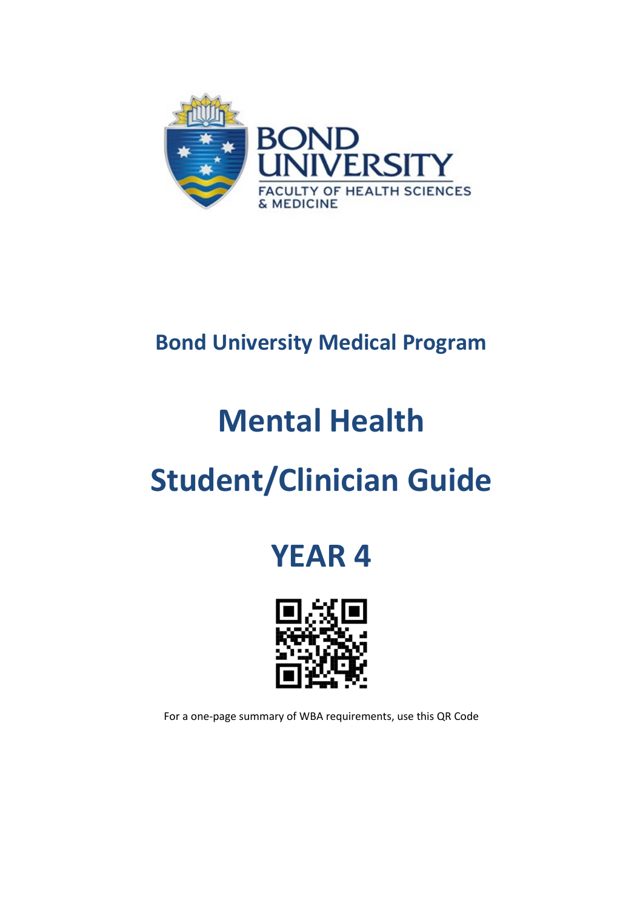BOND UNIVERSITY

FACULTY OF HEALTH SCIENCES & MEDICINE

## Bond University Medical Program

# Mental Health

# Student/Clinician Guide

# YEAR 4

For a one-page summary of WBA requirements, use this QR Code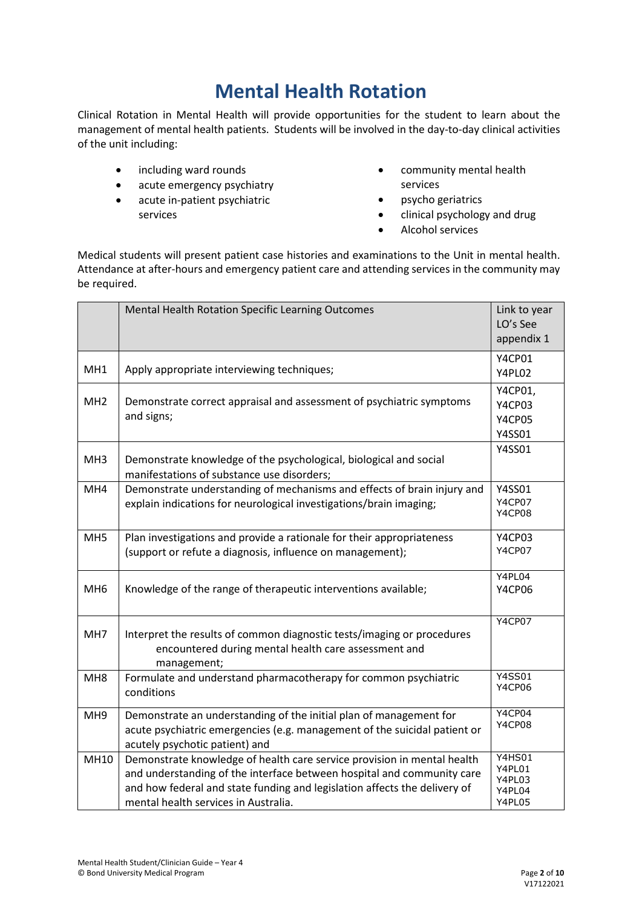# Mental Health Rotation

Clinical Rotation in Mental Health will provide opportunities for the student to learn about the management of mental health patients. Students will be involved in the day-to-day clinical activities of the unit including:

- including ward rounds
- acute emergency psychiatry
- acute in-patient psychiatric services
- community mental health services
- psycho geriatrics
- clinical psychology and drug
- Alcohol services

Medical students will present patient case histories and examinations to the Unit in mental health. Attendance at after-hours and emergency patient care and attending services in the community may be required.

| | Mental Health Rotation Specific Learning Outcomes | Link to year LO's See appendix 1 |
|---|---|---|
| MH1 | Apply appropriate interviewing techniques; | Y4CP01 Y4PL02 |
| MH2 | Demonstrate correct appraisal and assessment of psychiatric symptoms and signs; | Y4CP01, Y4CP03 Y4CP05 Y4SS01 |
| MH3 | Demonstrate knowledge of the psychological, biological and social manifestations of substance use disorders; | Y4SS01 |
| MH4 | Demonstrate understanding of mechanisms and effects of brain injury and explain indications for neurological investigations/brain imaging; | Y4SS01 Y4CP07 Y4CP08 |
| MH5 | Plan investigations and provide a rationale for their appropriateness (support or refute a diagnosis, influence on management); | Y4CP03 Y4CP07 |
| MH6 | Knowledge of the range of therapeutic interventions available; | Y4PL04 Y4CP06 |
| MH7 | Interpret the results of common diagnostic tests/imaging or procedures encountered during mental health care assessment and management; | Y4CP07 |
| MH8 | Formulate and understand pharmacotherapy for common psychiatric conditions | Y4SS01 Y4CP06 |
| MH9 | Demonstrate an understanding of the initial plan of management for acute psychiatric emergencies (e.g. management of the suicidal patient or acutely psychotic patient) and | Y4CP04 Y4CP08 |
| MH10 | Demonstrate knowledge of health care service provision in mental health and understanding of the interface between hospital and community care and how federal and state funding and legislation affects the delivery of mental health services in Australia. | Y4HS01 Y4PL01 Y4PL03 Y4PL04 Y4PL05 |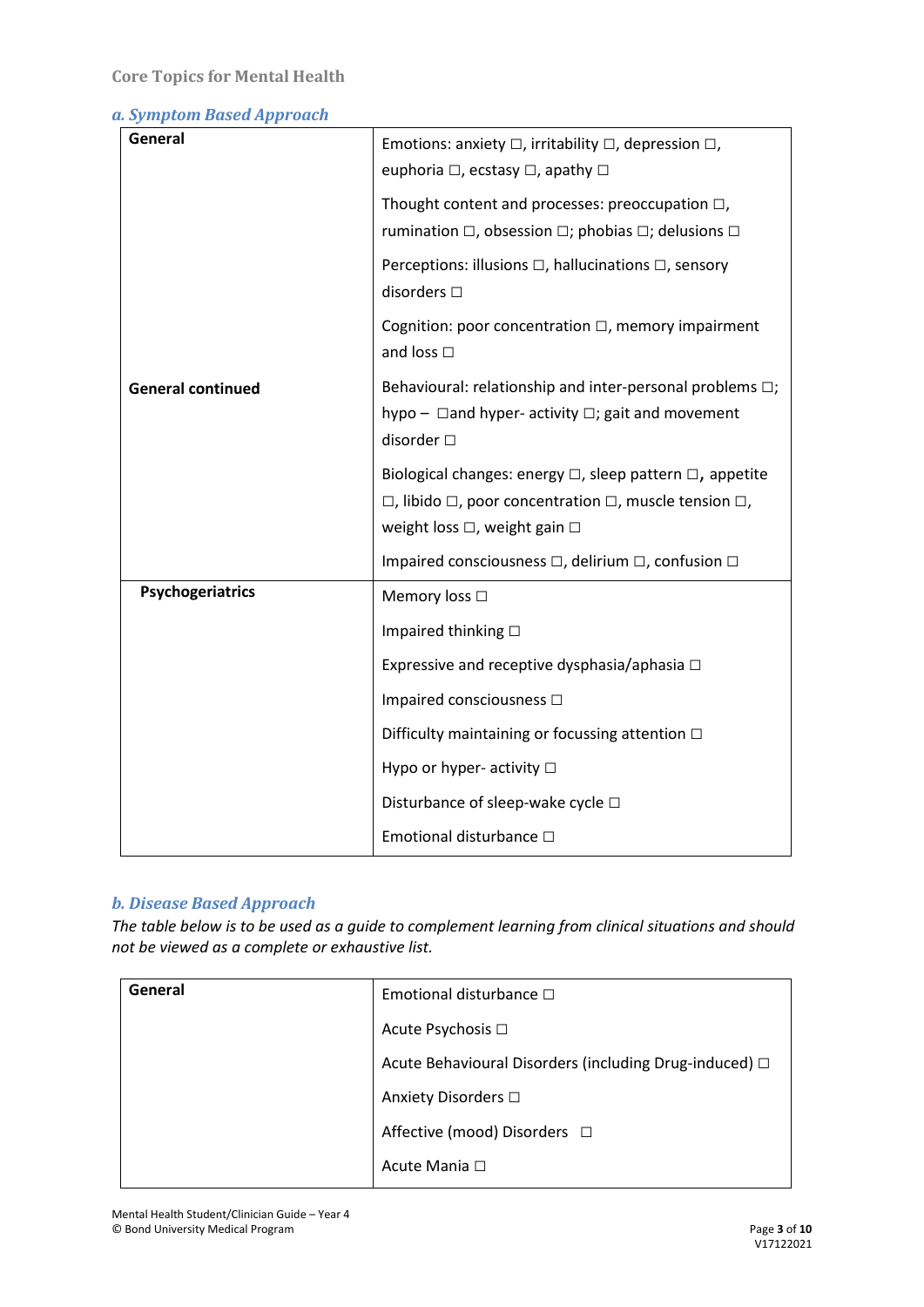Core Topics for Mental Health

### *a. Symptom Based Approach*

| | |
|---|---|
| **General** | Emotions: anxiety □, irritability □, depression □, euphoria □, ecstasy □, apathy □<br><br>Thought content and processes: preoccupation □, rumination □, obsession □; phobias □; delusions □<br><br>Perceptions: illusions □, hallucinations □, sensory disorders □<br><br>Cognition: poor concentration □, memory impairment and loss □ |
| **General continued** | Behavioural: relationship and inter-personal problems □; hypo – □and hyper- activity □; gait and movement disorder □<br><br>Biological changes: energy □, sleep pattern □**,** appetite □, libido □, poor concentration □, muscle tension □, weight loss □, weight gain □<br><br>Impaired consciousness □, delirium □, confusion □ |
| **Psychogeriatrics** | Memory loss □<br><br>Impaired thinking □<br><br>Expressive and receptive dysphasia/aphasia □<br><br>Impaired consciousness □<br><br>Difficulty maintaining or focussing attention □<br><br>Hypo or hyper- activity □<br><br>Disturbance of sleep-wake cycle □<br><br>Emotional disturbance □ |

### *b. Disease Based Approach*

*The table below is to be used as a guide to complement learning from clinical situations and should not be viewed as a complete or exhaustive list.*

| | |
|---|---|
| **General** | Emotional disturbance □<br><br>Acute Psychosis □<br><br>Acute Behavioural Disorders (including Drug-induced) □<br><br>Anxiety Disorders □<br><br>Affective (mood) Disorders □<br><br>Acute Mania □ |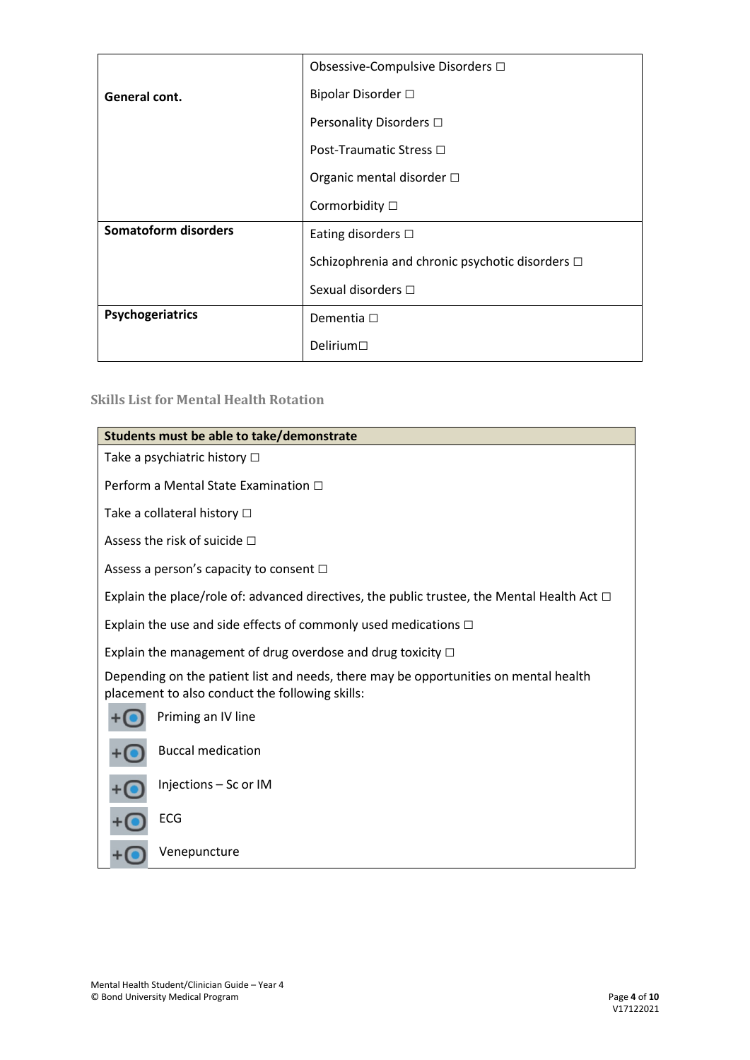| | |
|---|---|
| **General cont.** | Obsessive-Compulsive Disorders ☐<br>Bipolar Disorder ☐<br>Personality Disorders ☐<br>Post-Traumatic Stress ☐<br>Organic mental disorder ☐<br>Cormorbidity ☐ |
| **Somatoform disorders** | Eating disorders ☐<br>Schizophrenia and chronic psychotic disorders ☐<br>Sexual disorders ☐ |
| **Psychogeriatrics** | Dementia ☐<br>Delirium☐ |

### Skills List for Mental Health Rotation

| **Students must be able to take/demonstrate** |
|---|
| Take a psychiatric history ☐ |
| Perform a Mental State Examination ☐ |
| Take a collateral history ☐ |
| Assess the risk of suicide ☐ |
| Assess a person’s capacity to consent ☐ |
| Explain the place/role of: advanced directives, the public trustee, the Mental Health Act ☐ |
| Explain the use and side effects of commonly used medications ☐ |
| Explain the management of drug overdose and drug toxicity ☐ |
| Depending on the patient list and needs, there may be opportunities on mental health placement to also conduct the following skills:<br>Priming an IV line<br>Buccal medication<br>Injections – Sc or IM<br>ECG<br>Venepuncture |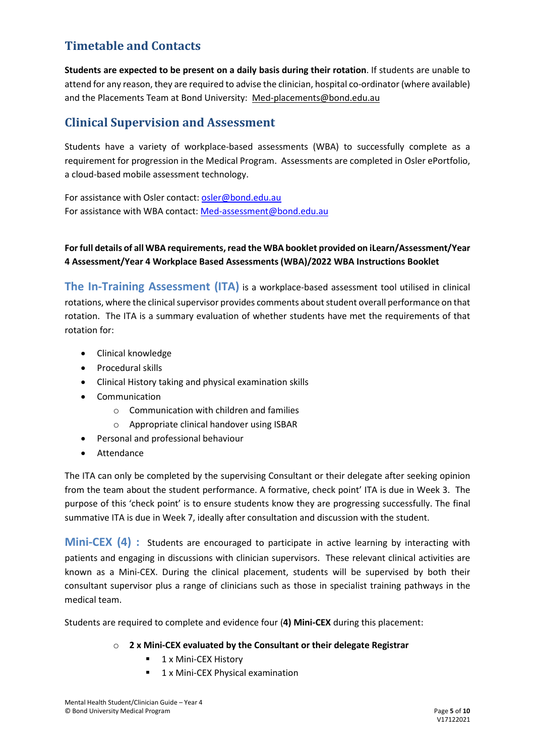## Timetable and Contacts

**Students are expected to be present on a daily basis during their rotation**. If students are unable to attend for any reason, they are required to advise the clinician, hospital co-ordinator (where available) and the Placements Team at Bond University: Med-placements@bond.edu.au

## Clinical Supervision and Assessment

Students have a variety of workplace-based assessments (WBA) to successfully complete as a requirement for progression in the Medical Program. Assessments are completed in Osler ePortfolio, a cloud-based mobile assessment technology.

For assistance with Osler contact: osler@bond.edu.au
For assistance with WBA contact: Med-assessment@bond.edu.au

**For full details of all WBA requirements, read the WBA booklet provided on iLearn/Assessment/Year 4 Assessment/Year 4 Workplace Based Assessments (WBA)/2022 WBA Instructions Booklet**

**The In-Training Assessment (ITA)** is a workplace-based assessment tool utilised in clinical rotations, where the clinical supervisor provides comments about student overall performance on that rotation. The ITA is a summary evaluation of whether students have met the requirements of that rotation for:

- Clinical knowledge
- Procedural skills
- Clinical History taking and physical examination skills
- Communication
  - Communication with children and families
  - Appropriate clinical handover using ISBAR
- Personal and professional behaviour
- Attendance

The ITA can only be completed by the supervising Consultant or their delegate after seeking opinion from the team about the student performance. A formative, check point' ITA is due in Week 3. The purpose of this 'check point' is to ensure students know they are progressing successfully. The final summative ITA is due in Week 7, ideally after consultation and discussion with the student.

**Mini-CEX (4) :** Students are encouraged to participate in active learning by interacting with patients and engaging in discussions with clinician supervisors. These relevant clinical activities are known as a Mini-CEX. During the clinical placement, students will be supervised by both their consultant supervisor plus a range of clinicians such as those in specialist training pathways in the medical team.

Students are required to complete and evidence four (**4) Mini-CEX** during this placement:

- **2 x Mini-CEX evaluated by the Consultant or their delegate Registrar**
  - 1 x Mini-CEX History
  - 1 x Mini-CEX Physical examination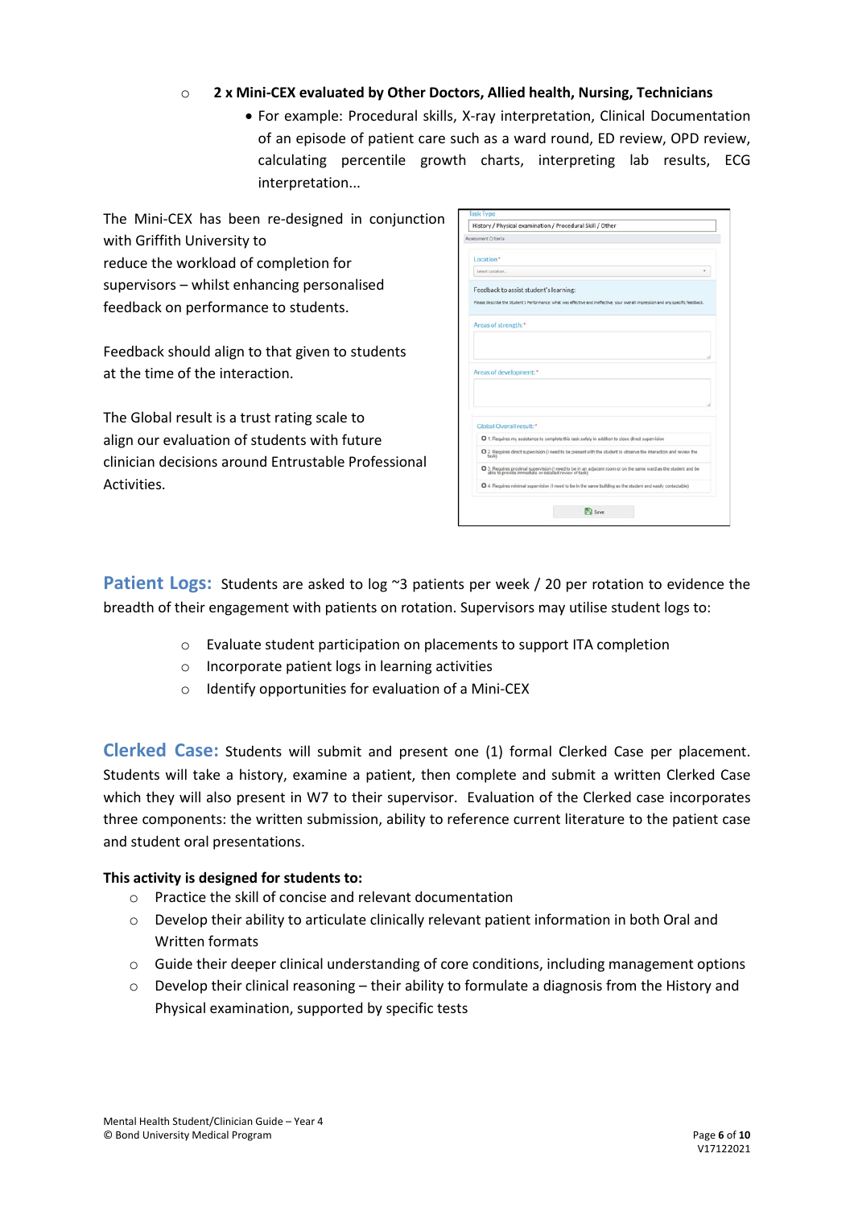- **2 x Mini-CEX evaluated by Other Doctors, Allied health, Nursing, Technicians**
  - For example: Procedural skills, X-ray interpretation, Clinical Documentation of an episode of patient care such as a ward round, ED review, OPD review, calculating percentile growth charts, interpreting lab results, ECG interpretation...

The Mini-CEX has been re-designed in conjunction with Griffith University to reduce the workload of completion for supervisors – whilst enhancing personalised feedback on performance to students.

Feedback should align to that given to students at the time of the interaction.

The Global result is a trust rating scale to align our evaluation of students with future clinician decisions around Entrustable Professional Activities.

Task Type
History / Physical examination / Procedural Skill / Other
Assessment Criteria

Location*
Select Location...

Feedback to assist student's learning:
Please describe the student's Performance: what was effective and ineffective, your overall impression and any specific feedback.

Areas of strength:*

Areas of development:*

Global Overall result:*
- 1. Requires my assistance to complete this task safely in addition to close direct supervision
- 2. Requires direct supervision (I need to be present with the student to observe the interaction and review the task)
- 3. Requires proximal supervision (I need to be in an adjacent room or on the same ward as the student and be able to provide immediate or detailed review of task)
- 4. Requires minimal supervision (I need to be in the same building as the student and easily contactable)

Save

**Patient Logs:** Students are asked to log ~3 patients per week / 20 per rotation to evidence the breadth of their engagement with patients on rotation. Supervisors may utilise student logs to:

- Evaluate student participation on placements to support ITA completion
- Incorporate patient logs in learning activities
- Identify opportunities for evaluation of a Mini-CEX

**Clerked Case:** Students will submit and present one (1) formal Clerked Case per placement. Students will take a history, examine a patient, then complete and submit a written Clerked Case which they will also present in W7 to their supervisor. Evaluation of the Clerked case incorporates three components: the written submission, ability to reference current literature to the patient case and student oral presentations.

**This activity is designed for students to:**

- Practice the skill of concise and relevant documentation
- Develop their ability to articulate clinically relevant patient information in both Oral and Written formats
- Guide their deeper clinical understanding of core conditions, including management options
- Develop their clinical reasoning – their ability to formulate a diagnosis from the History and Physical examination, supported by specific tests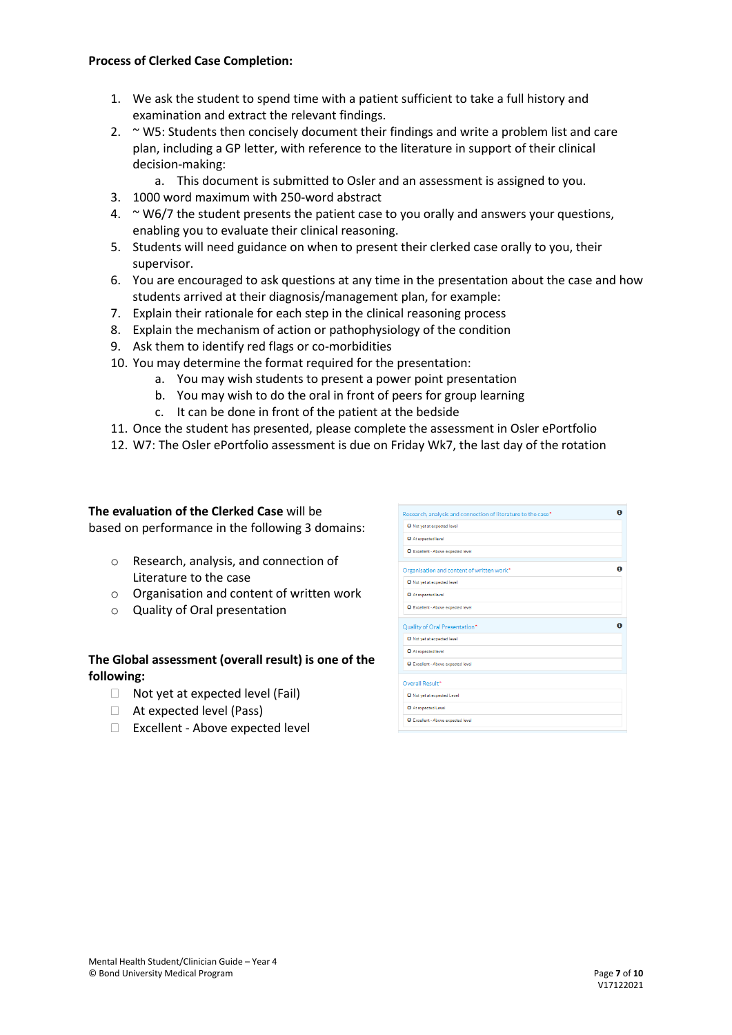**Process of Clerked Case Completion:**

1. We ask the student to spend time with a patient sufficient to take a full history and examination and extract the relevant findings.
2. ~ W5: Students then concisely document their findings and write a problem list and care plan, including a GP letter, with reference to the literature in support of their clinical decision-making:
   a. This document is submitted to Osler and an assessment is assigned to you.
3. 1000 word maximum with 250-word abstract
4. ~ W6/7 the student presents the patient case to you orally and answers your questions, enabling you to evaluate their clinical reasoning.
5. Students will need guidance on when to present their clerked case orally to you, their supervisor.
6. You are encouraged to ask questions at any time in the presentation about the case and how students arrived at their diagnosis/management plan, for example:
7. Explain their rationale for each step in the clinical reasoning process
8. Explain the mechanism of action or pathophysiology of the condition
9. Ask them to identify red flags or co-morbidities
10. You may determine the format required for the presentation:
    a. You may wish students to present a power point presentation
    b. You may wish to do the oral in front of peers for group learning
    c. It can be done in front of the patient at the bedside
11. Once the student has presented, please complete the assessment in Osler ePortfolio
12. W7: The Osler ePortfolio assessment is due on Friday Wk7, the last day of the rotation

**The evaluation of the Clerked Case** will be based on performance in the following 3 domains:

- Research, analysis, and connection of Literature to the case
- Organisation and content of written work
- Quality of Oral presentation

**The Global assessment (overall result) is one of the following:**

- Not yet at expected level (Fail)
- At expected level (Pass)
- Excellent - Above expected level

Research, analysis and connection of literature to the case*
- Not yet at expected level
- At expected level
- Excellent - Above expected level

Organisation and content of written work*
- Not yet at expected level
- At expected level
- Excellent - Above expected level

Quality of Oral Presentation*
- Not yet at expected level
- At expected level
- Excellent - Above expected level

Overall Result*
- Not yet at expected Level
- At expected Level
- Excellent - Above expected level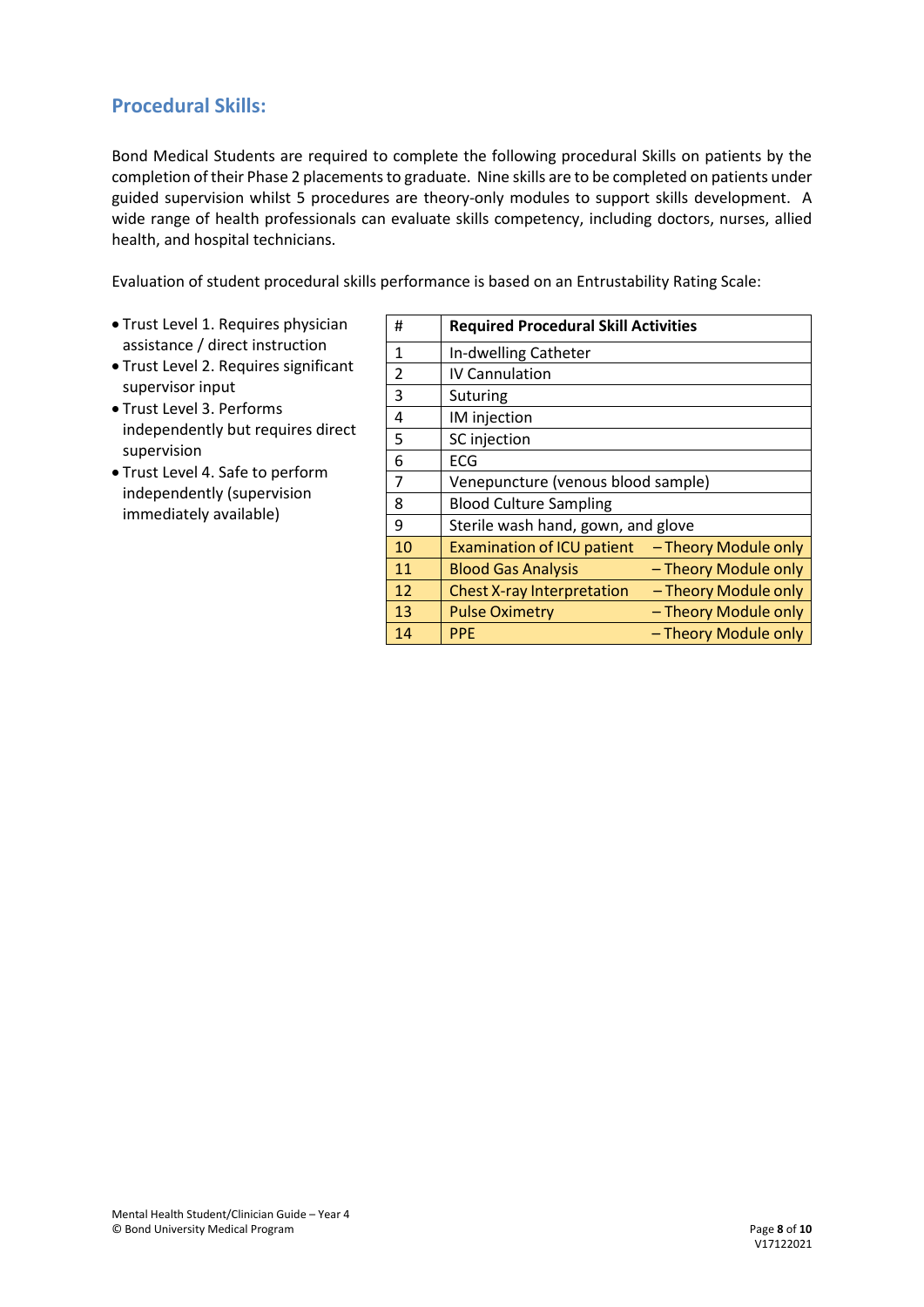## Procedural Skills:

Bond Medical Students are required to complete the following procedural Skills on patients by the completion of their Phase 2 placements to graduate. Nine skills are to be completed on patients under guided supervision whilst 5 procedures are theory-only modules to support skills development. A wide range of health professionals can evaluate skills competency, including doctors, nurses, allied health, and hospital technicians.

Evaluation of student procedural skills performance is based on an Entrustability Rating Scale:

- Trust Level 1. Requires physician assistance / direct instruction
- Trust Level 2. Requires significant supervisor input
- Trust Level 3. Performs independently but requires direct supervision
- Trust Level 4. Safe to perform independently (supervision immediately available)

| # | Required Procedural Skill Activities |
|---|---|
| 1 | In-dwelling Catheter |
| 2 | IV Cannulation |
| 3 | Suturing |
| 4 | IM injection |
| 5 | SC injection |
| 6 | ECG |
| 7 | Venepuncture (venous blood sample) |
| 8 | Blood Culture Sampling |
| 9 | Sterile wash hand, gown, and glove |
| 10 | Examination of ICU patient – Theory Module only |
| 11 | Blood Gas Analysis – Theory Module only |
| 12 | Chest X-ray Interpretation – Theory Module only |
| 13 | Pulse Oximetry – Theory Module only |
| 14 | PPE – Theory Module only |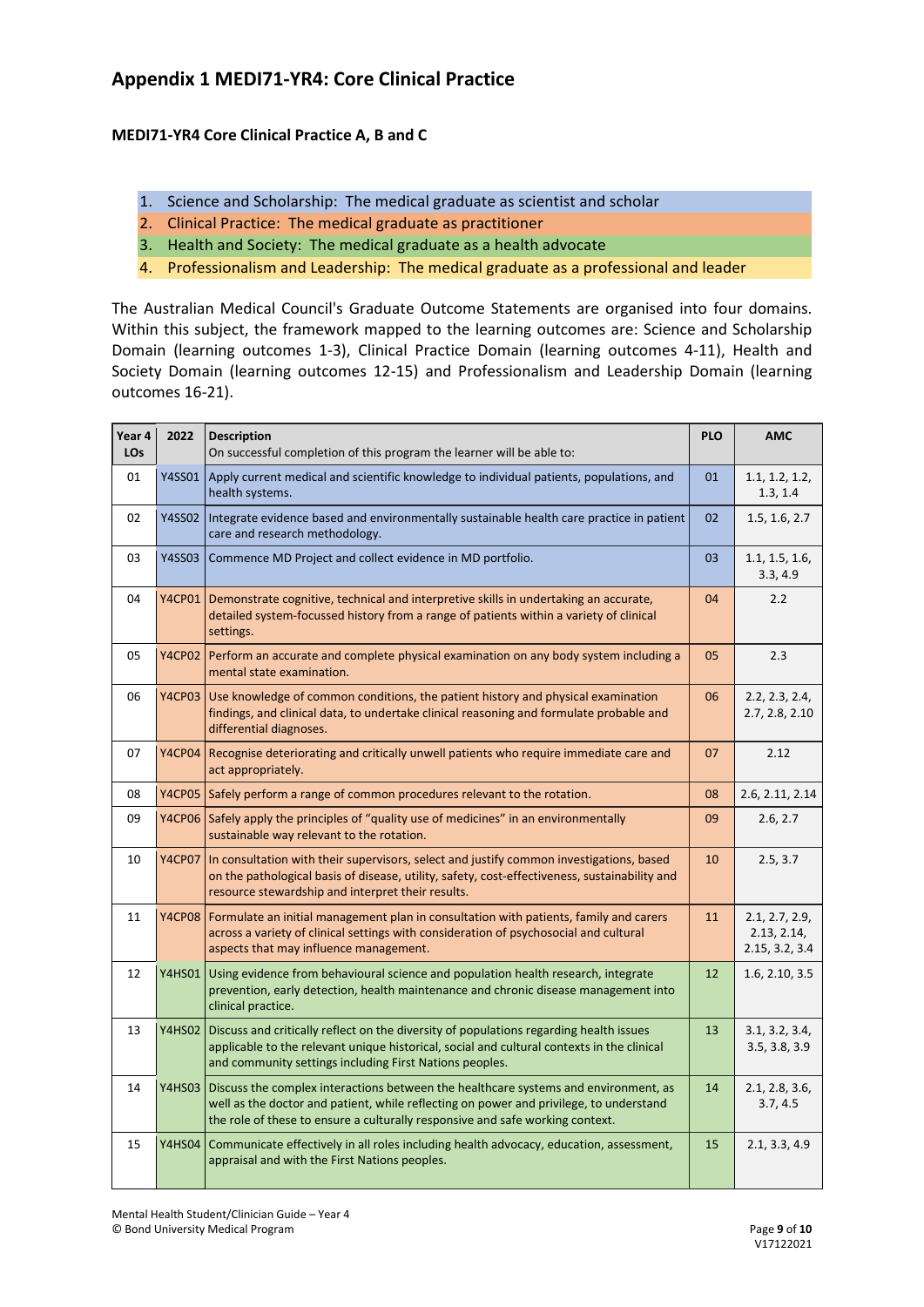## Appendix 1 MEDI71-YR4: Core Clinical Practice

### MEDI71-YR4 Core Clinical Practice A, B and C

1. Science and Scholarship: The medical graduate as scientist and scholar
2. Clinical Practice: The medical graduate as practitioner
3. Health and Society: The medical graduate as a health advocate
4. Professionalism and Leadership: The medical graduate as a professional and leader

The Australian Medical Council's Graduate Outcome Statements are organised into four domains. Within this subject, the framework mapped to the learning outcomes are: Science and Scholarship Domain (learning outcomes 1-3), Clinical Practice Domain (learning outcomes 4-11), Health and Society Domain (learning outcomes 12-15) and Professionalism and Leadership Domain (learning outcomes 16-21).

| Year 4 LOs | 2022 | Description<br>On successful completion of this program the learner will be able to: | PLO | AMC |
|---|---|---|---|---|
| 01 | Y4SS01 | Apply current medical and scientific knowledge to individual patients, populations, and health systems. | 01 | 1.1, 1.2, 1.2, 1.3, 1.4 |
| 02 | Y4SS02 | Integrate evidence based and environmentally sustainable health care practice in patient care and research methodology. | 02 | 1.5, 1.6, 2.7 |
| 03 | Y4SS03 | Commence MD Project and collect evidence in MD portfolio. | 03 | 1.1, 1.5, 1.6, 3.3, 4.9 |
| 04 | Y4CP01 | Demonstrate cognitive, technical and interpretive skills in undertaking an accurate, detailed system-focussed history from a range of patients within a variety of clinical settings. | 04 | 2.2 |
| 05 | Y4CP02 | Perform an accurate and complete physical examination on any body system including a mental state examination. | 05 | 2.3 |
| 06 | Y4CP03 | Use knowledge of common conditions, the patient history and physical examination findings, and clinical data, to undertake clinical reasoning and formulate probable and differential diagnoses. | 06 | 2.2, 2.3, 2.4, 2.7, 2.8, 2.10 |
| 07 | Y4CP04 | Recognise deteriorating and critically unwell patients who require immediate care and act appropriately. | 07 | 2.12 |
| 08 | Y4CP05 | Safely perform a range of common procedures relevant to the rotation. | 08 | 2.6, 2.11, 2.14 |
| 09 | Y4CP06 | Safely apply the principles of "quality use of medicines" in an environmentally sustainable way relevant to the rotation. | 09 | 2.6, 2.7 |
| 10 | Y4CP07 | In consultation with their supervisors, select and justify common investigations, based on the pathological basis of disease, utility, safety, cost-effectiveness, sustainability and resource stewardship and interpret their results. | 10 | 2.5, 3.7 |
| 11 | Y4CP08 | Formulate an initial management plan in consultation with patients, family and carers across a variety of clinical settings with consideration of psychosocial and cultural aspects that may influence management. | 11 | 2.1, 2.7, 2.9, 2.13, 2.14, 2.15, 3.2, 3.4 |
| 12 | Y4HS01 | Using evidence from behavioural science and population health research, integrate prevention, early detection, health maintenance and chronic disease management into clinical practice. | 12 | 1.6, 2.10, 3.5 |
| 13 | Y4HS02 | Discuss and critically reflect on the diversity of populations regarding health issues applicable to the relevant unique historical, social and cultural contexts in the clinical and community settings including First Nations peoples. | 13 | 3.1, 3.2, 3.4, 3.5, 3.8, 3.9 |
| 14 | Y4HS03 | Discuss the complex interactions between the healthcare systems and environment, as well as the doctor and patient, while reflecting on power and privilege, to understand the role of these to ensure a culturally responsive and safe working context. | 14 | 2.1, 2.8, 3.6, 3.7, 4.5 |
| 15 | Y4HS04 | Communicate effectively in all roles including health advocacy, education, assessment, appraisal and with the First Nations peoples. | 15 | 2.1, 3.3, 4.9 |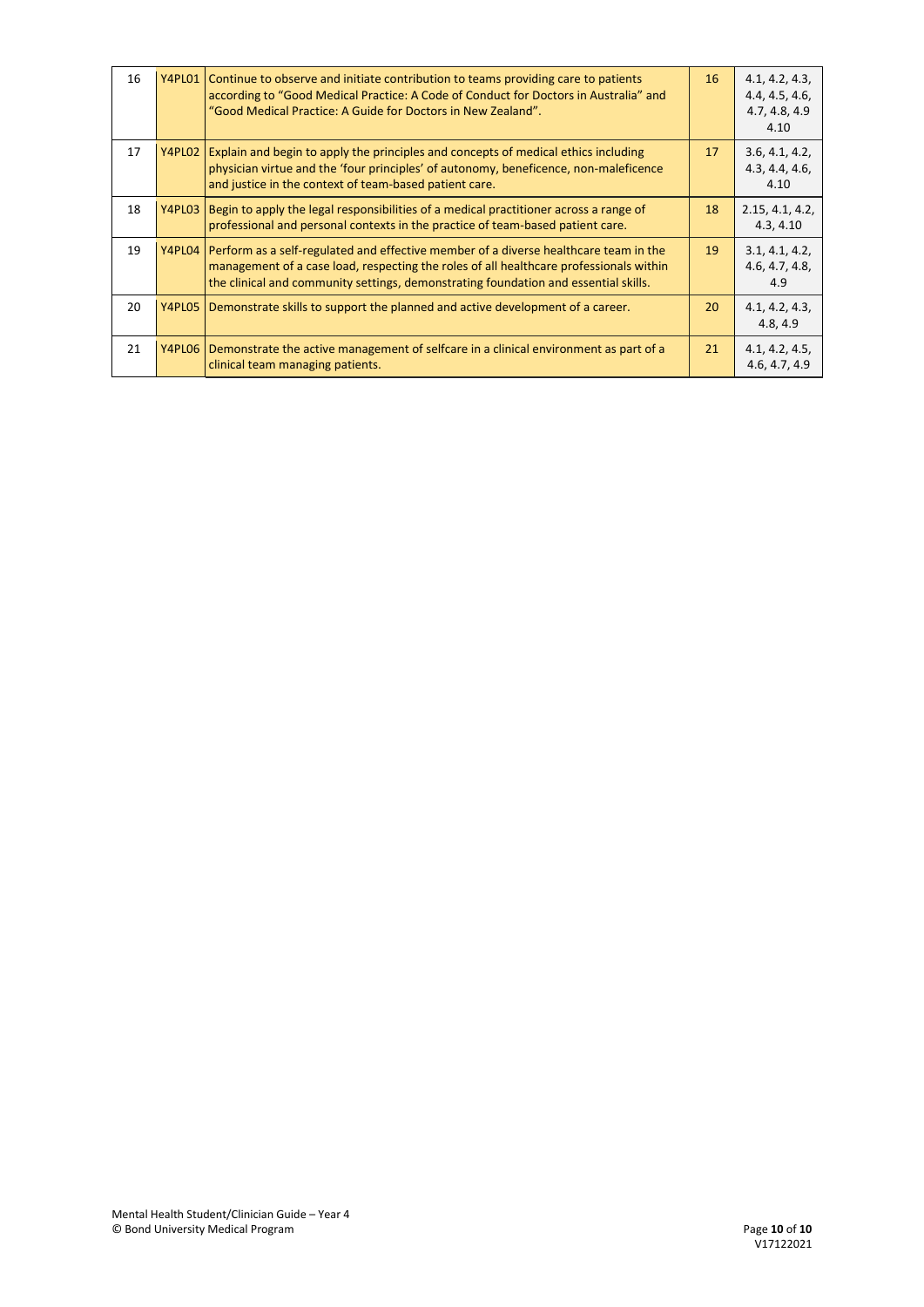| | | | | |
|---|---|---|---|---|
| 16 | Y4PL01 | Continue to observe and initiate contribution to teams providing care to patients according to "Good Medical Practice: A Code of Conduct for Doctors in Australia" and "Good Medical Practice: A Guide for Doctors in New Zealand". | 16 | 4.1, 4.2, 4.3, 4.4, 4.5, 4.6, 4.7, 4.8, 4.9 4.10 |
| 17 | Y4PL02 | Explain and begin to apply the principles and concepts of medical ethics including physician virtue and the 'four principles' of autonomy, beneficence, non-maleficence and justice in the context of team-based patient care. | 17 | 3.6, 4.1, 4.2, 4.3, 4.4, 4.6, 4.10 |
| 18 | Y4PL03 | Begin to apply the legal responsibilities of a medical practitioner across a range of professional and personal contexts in the practice of team-based patient care. | 18 | 2.15, 4.1, 4.2, 4.3, 4.10 |
| 19 | Y4PL04 | Perform as a self-regulated and effective member of a diverse healthcare team in the management of a case load, respecting the roles of all healthcare professionals within the clinical and community settings, demonstrating foundation and essential skills. | 19 | 3.1, 4.1, 4.2, 4.6, 4.7, 4.8, 4.9 |
| 20 | Y4PL05 | Demonstrate skills to support the planned and active development of a career. | 20 | 4.1, 4.2, 4.3, 4.8, 4.9 |
| 21 | Y4PL06 | Demonstrate the active management of selfcare in a clinical environment as part of a clinical team managing patients. | 21 | 4.1, 4.2, 4.5, 4.6, 4.7, 4.9 |